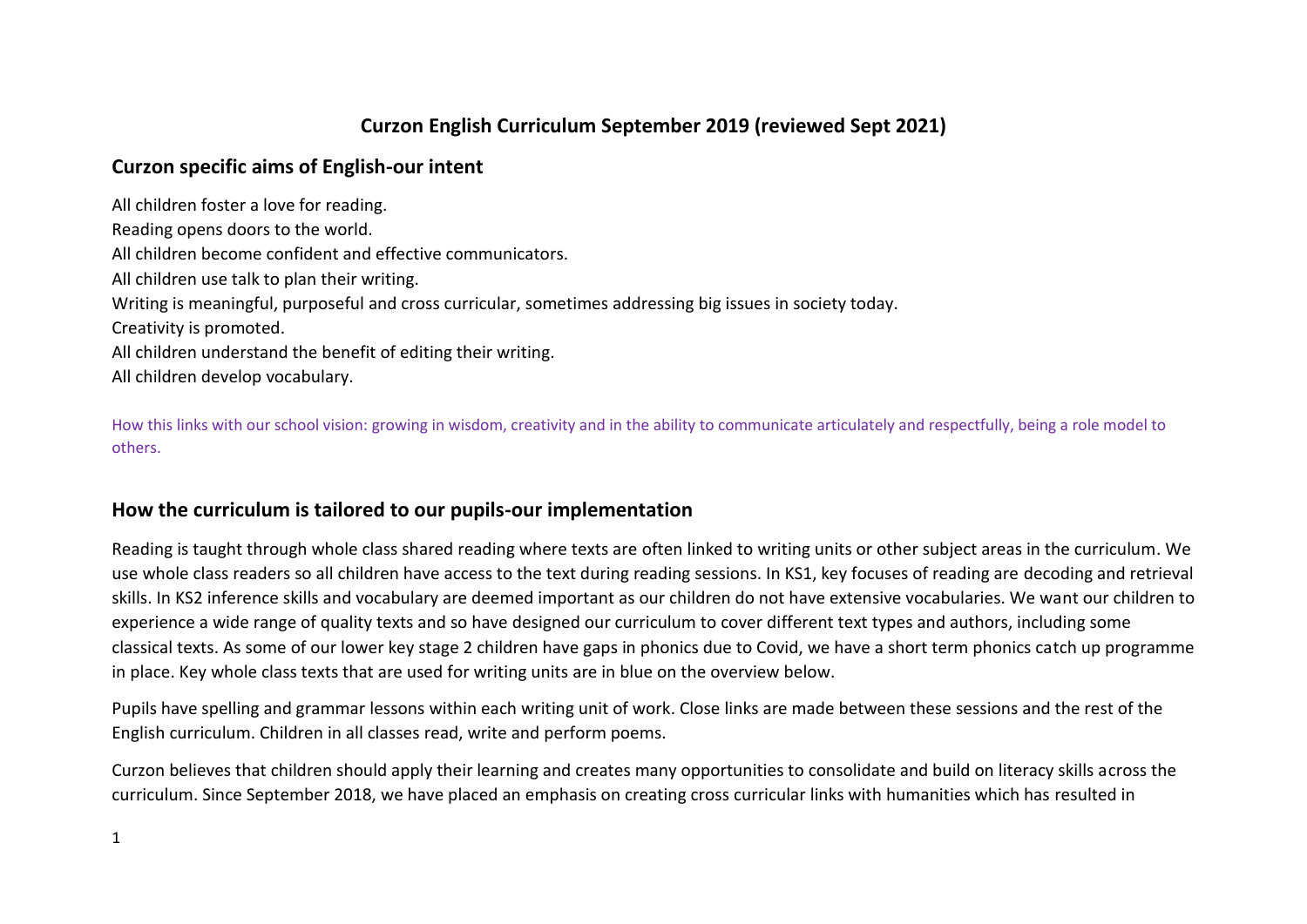# Curzon English Curriculum September 2019 (reviewed Sept 2021)

## Curzon specific aims of English-our intent

All children foster a love for reading.
Reading opens doors to the world.
All children become confident and effective communicators.
All children use talk to plan their writing.
Writing is meaningful, purposeful and cross curricular, sometimes addressing big issues in society today.
Creativity is promoted.
All children understand the benefit of editing their writing.
All children develop vocabulary.

How this links with our school vision: growing in wisdom, creativity and in the ability to communicate articulately and respectfully, being a role model to others.

## How the curriculum is tailored to our pupils-our implementation

Reading is taught through whole class shared reading where texts are often linked to writing units or other subject areas in the curriculum. We use whole class readers so all children have access to the text during reading sessions. In KS1, key focuses of reading are decoding and retrieval skills. In KS2 inference skills and vocabulary are deemed important as our children do not have extensive vocabularies. We want our children to experience a wide range of quality texts and so have designed our curriculum to cover different text types and authors, including some classical texts. As some of our lower key stage 2 children have gaps in phonics due to Covid, we have a short term phonics catch up programme in place. Key whole class texts that are used for writing units are in blue on the overview below.

Pupils have spelling and grammar lessons within each writing unit of work. Close links are made between these sessions and the rest of the English curriculum. Children in all classes read, write and perform poems.

Curzon believes that children should apply their learning and creates many opportunities to consolidate and build on literacy skills across the curriculum. Since September 2018, we have placed an emphasis on creating cross curricular links with humanities which has resulted in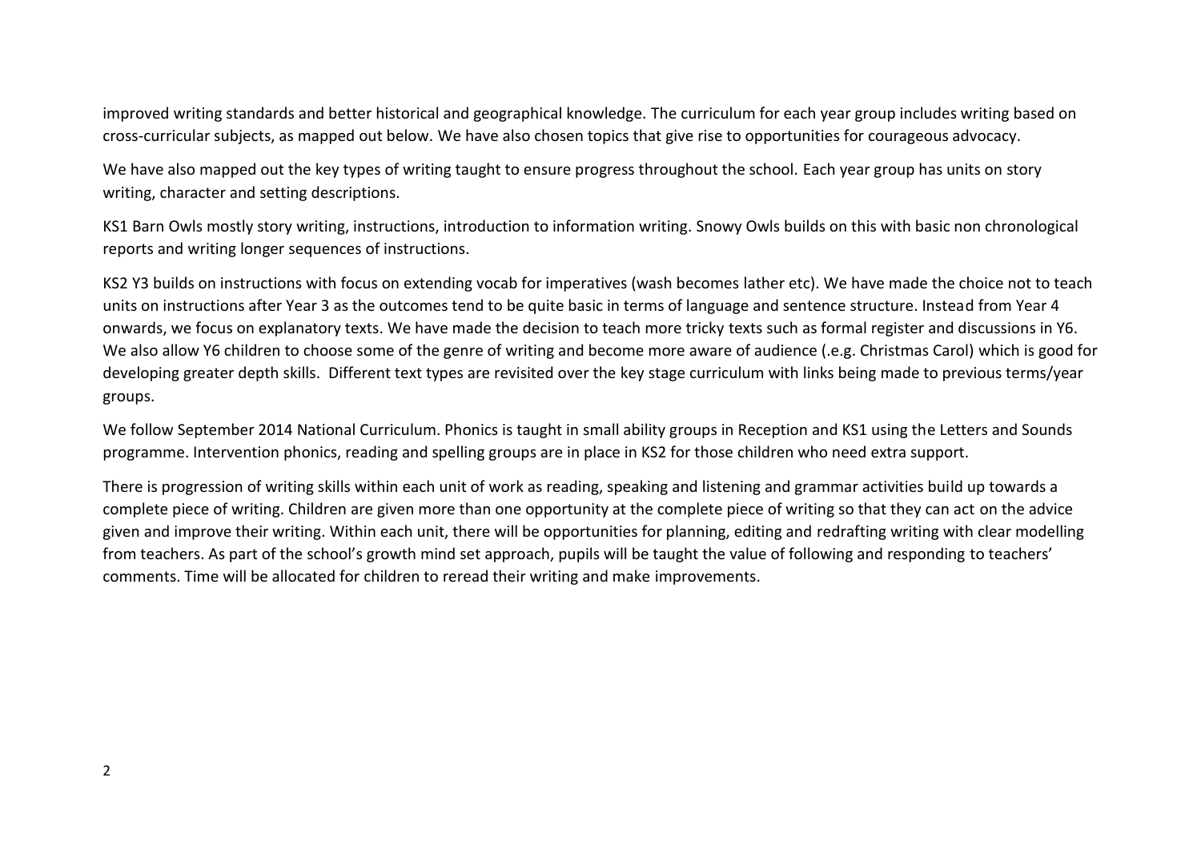improved writing standards and better historical and geographical knowledge. The curriculum for each year group includes writing based on cross-curricular subjects, as mapped out below. We have also chosen topics that give rise to opportunities for courageous advocacy.

We have also mapped out the key types of writing taught to ensure progress throughout the school. Each year group has units on story writing, character and setting descriptions.

KS1 Barn Owls mostly story writing, instructions, introduction to information writing. Snowy Owls builds on this with basic non chronological reports and writing longer sequences of instructions.

KS2 Y3 builds on instructions with focus on extending vocab for imperatives (wash becomes lather etc). We have made the choice not to teach units on instructions after Year 3 as the outcomes tend to be quite basic in terms of language and sentence structure. Instead from Year 4 onwards, we focus on explanatory texts. We have made the decision to teach more tricky texts such as formal register and discussions in Y6. We also allow Y6 children to choose some of the genre of writing and become more aware of audience (.e.g. Christmas Carol) which is good for developing greater depth skills. Different text types are revisited over the key stage curriculum with links being made to previous terms/year groups.

We follow September 2014 National Curriculum. Phonics is taught in small ability groups in Reception and KS1 using the Letters and Sounds programme. Intervention phonics, reading and spelling groups are in place in KS2 for those children who need extra support.

There is progression of writing skills within each unit of work as reading, speaking and listening and grammar activities build up towards a complete piece of writing. Children are given more than one opportunity at the complete piece of writing so that they can act on the advice given and improve their writing. Within each unit, there will be opportunities for planning, editing and redrafting writing with clear modelling from teachers. As part of the school's growth mind set approach, pupils will be taught the value of following and responding to teachers' comments. Time will be allocated for children to reread their writing and make improvements.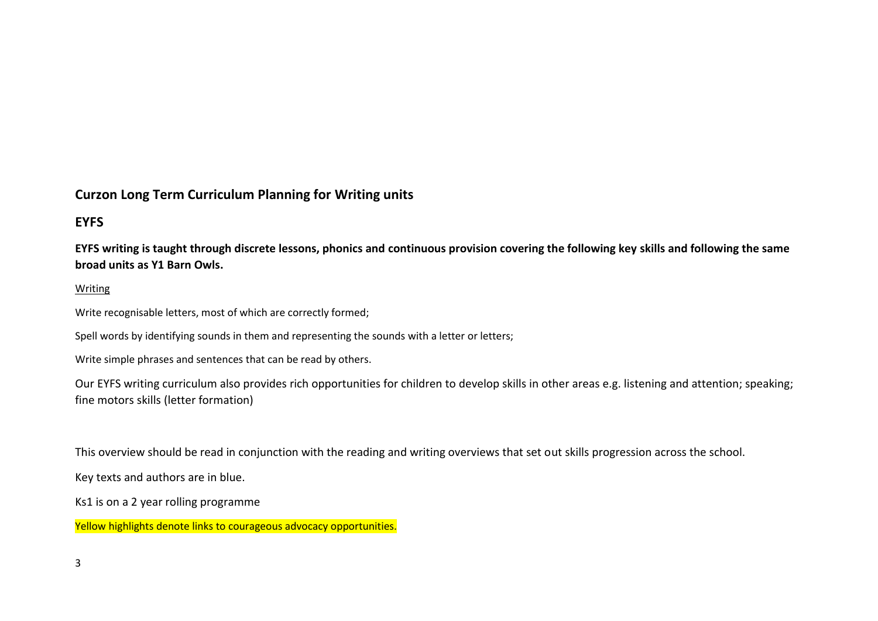# Curzon Long Term Curriculum Planning for Writing units

## EYFS

**EYFS writing is taught through discrete lessons, phonics and continuous provision covering the following key skills and following the same broad units as Y1 Barn Owls.**

Writing

Write recognisable letters, most of which are correctly formed;

Spell words by identifying sounds in them and representing the sounds with a letter or letters;

Write simple phrases and sentences that can be read by others.

Our EYFS writing curriculum also provides rich opportunities for children to develop skills in other areas e.g. listening and attention; speaking; fine motors skills (letter formation)

This overview should be read in conjunction with the reading and writing overviews that set out skills progression across the school.

Key texts and authors are in blue.

Ks1 is on a 2 year rolling programme

Yellow highlights denote links to courageous advocacy opportunities.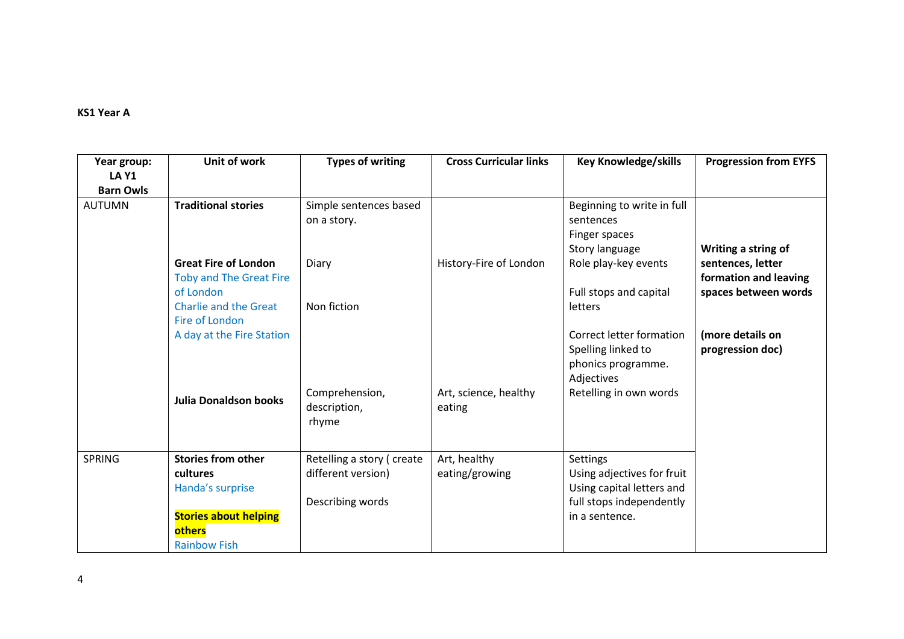**KS1 Year A**

| Year group: LA Y1 Barn Owls | Unit of work | Types of writing | Cross Curricular links | Key Knowledge/skills | Progression from EYFS |
|---|---|---|---|---|---|
| AUTUMN | **Traditional stories** | Simple sentences based on a story. | | Beginning to write in full sentences<br>Finger spaces<br>Story language | **Writing a string of sentences, letter formation and leaving spaces between words**<br><br>**(more details on progression doc)** |
| | **Great Fire of London**<br>Toby and The Great Fire of London<br>Charlie and the Great Fire of London<br>A day at the Fire Station | Diary<br><br>Non fiction | History-Fire of London | Role play-key events<br><br>Full stops and capital letters<br><br>Correct letter formation<br>Spelling linked to phonics programme.<br>Adjectives | |
| | **Julia Donaldson books** | Comprehension, description, rhyme | Art, science, healthy eating | Retelling in own words | |
| SPRING | **Stories from other cultures**<br>Handa's surprise<br><br>**Stories about helping others**<br>Rainbow Fish | Retelling a story ( create different version)<br><br>Describing words | Art, healthy eating/growing | Settings<br>Using adjectives for fruit<br>Using capital letters and full stops independently in a sentence. | |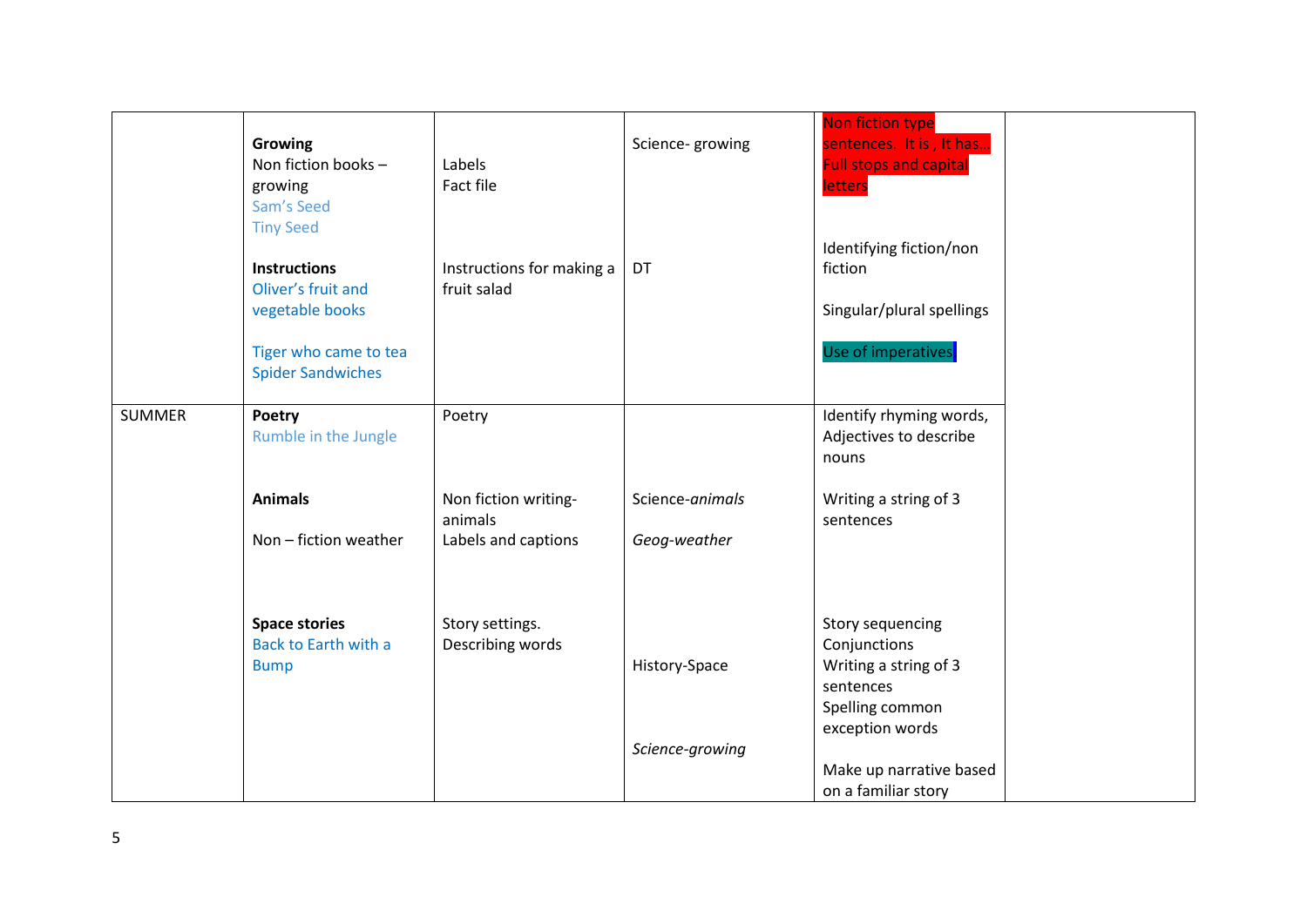| | | | | | |
|---|---|---|---|---|---|
| | **Growing**<br>Non fiction books – growing<br>Sam's Seed<br>Tiny Seed<br><br>**Instructions**<br>Oliver's fruit and vegetable books<br><br>Tiger who came to tea<br>Spider Sandwiches | Labels<br>Fact file<br><br>Instructions for making a fruit salad | Science- growing<br><br>DT | Non fiction type sentences. It is , It has… Full stops and capital letters<br><br>Identifying fiction/non fiction<br><br>Singular/plural spellings<br><br>Use of imperatives | |
| SUMMER | **Poetry**<br>Rumble in the Jungle<br><br>**Animals**<br><br>Non – fiction weather<br><br>**Space stories**<br>Back to Earth with a Bump | Poetry<br><br>Non fiction writing- animals<br>Labels and captions<br><br>Story settings.<br>Describing words | Science-*animals*<br><br>*Geog-weather*<br><br>History-Space<br><br>*Science-growing* | Identify rhyming words, Adjectives to describe nouns<br><br>Writing a string of 3 sentences<br><br>Story sequencing<br>Conjunctions<br>Writing a string of 3 sentences<br>Spelling common exception words<br><br>Make up narrative based on a familiar story | |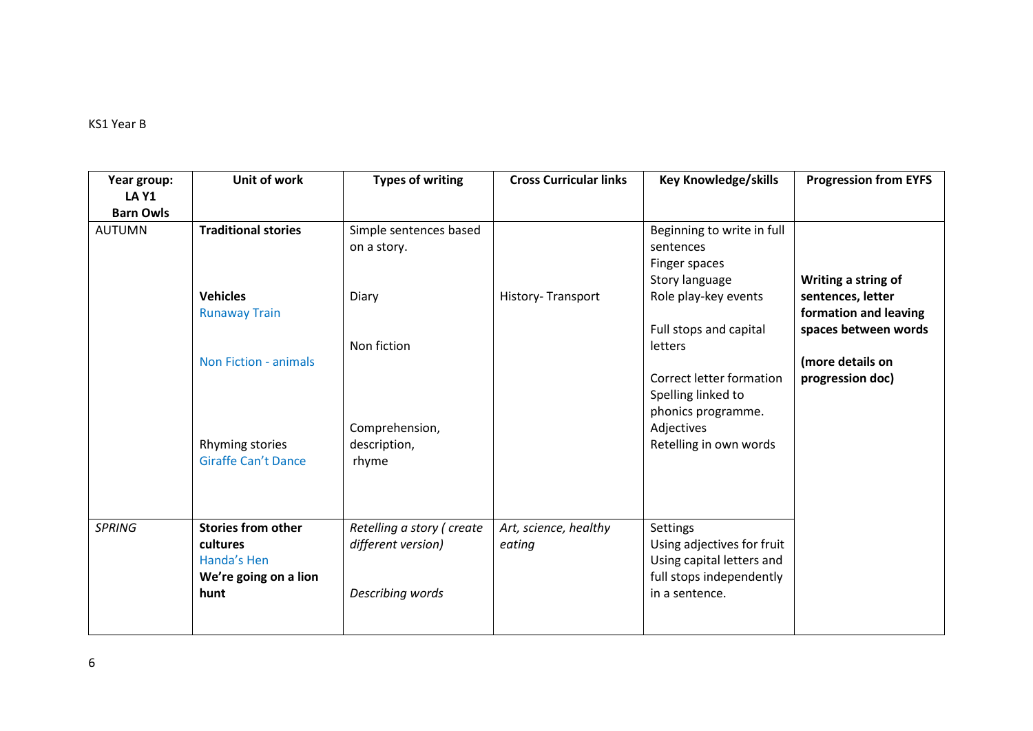KS1 Year B

| Year group: **LA Y1** **Barn Owls** | Unit of work | Types of writing | Cross Curricular links | Key Knowledge/skills | Progression from EYFS |
|---|---|---|---|---|---|
| AUTUMN | **Traditional stories**<br><br>**Vehicles**<br>Runaway Train<br><br>Non Fiction - animals<br><br>Rhyming stories<br>Giraffe Can't Dance | Simple sentences based on a story.<br><br>Diary<br><br>Non fiction<br><br>Comprehension, description, rhyme | History- Transport | Beginning to write in full sentences<br>Finger spaces<br>Story language<br>Role play-key events<br><br>Full stops and capital letters<br><br>Correct letter formation<br>Spelling linked to phonics programme.<br>Adjectives<br>Retelling in own words | **Writing a string of sentences, letter formation and leaving spaces between words**<br><br>**(more details on progression doc)** |
| *SPRING* | **Stories from other cultures**<br>Handa's Hen<br>**We're going on a lion hunt** | *Retelling a story ( create different version)*<br><br>*Describing words* | *Art, science, healthy eating* | Settings<br>Using adjectives for fruit<br>Using capital letters and full stops independently in a sentence. | |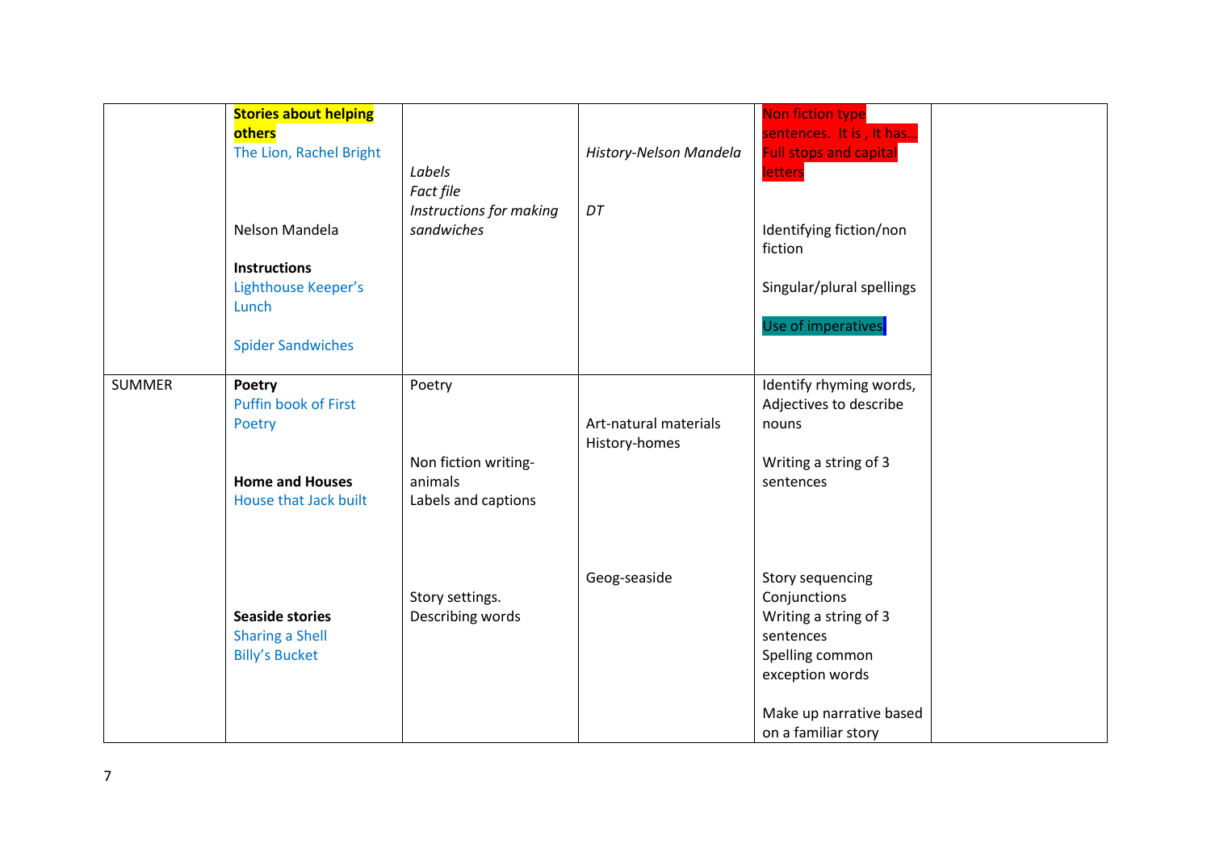| | | | | | |
|---|---|---|---|---|---|
| | **Stories about helping others**<br>The Lion, Rachel Bright<br><br>Nelson Mandela<br><br>**Instructions**<br>Lighthouse Keeper's Lunch<br><br>Spider Sandwiches | *Labels*<br>*Fact file*<br>*Instructions for making sandwiches* | *History-Nelson Mandela*<br><br>*DT* | Non fiction type sentences. It is , It has…<br>Full stops and capital letters<br><br>Identifying fiction/non fiction<br><br>Singular/plural spellings<br><br>Use of imperatives | |
| SUMMER | **Poetry**<br>Puffin book of First Poetry<br><br>**Home and Houses**<br>House that Jack built<br><br>**Seaside stories**<br>Sharing a Shell<br>Billy's Bucket | Poetry<br><br>Non fiction writing- animals<br>Labels and captions<br><br>Story settings.<br>Describing words | Art-natural materials<br>History-homes<br><br>Geog-seaside | Identify rhyming words,<br>Adjectives to describe nouns<br><br>Writing a string of 3 sentences<br><br>Story sequencing<br>Conjunctions<br>Writing a string of 3 sentences<br>Spelling common exception words<br><br>Make up narrative based on a familiar story | |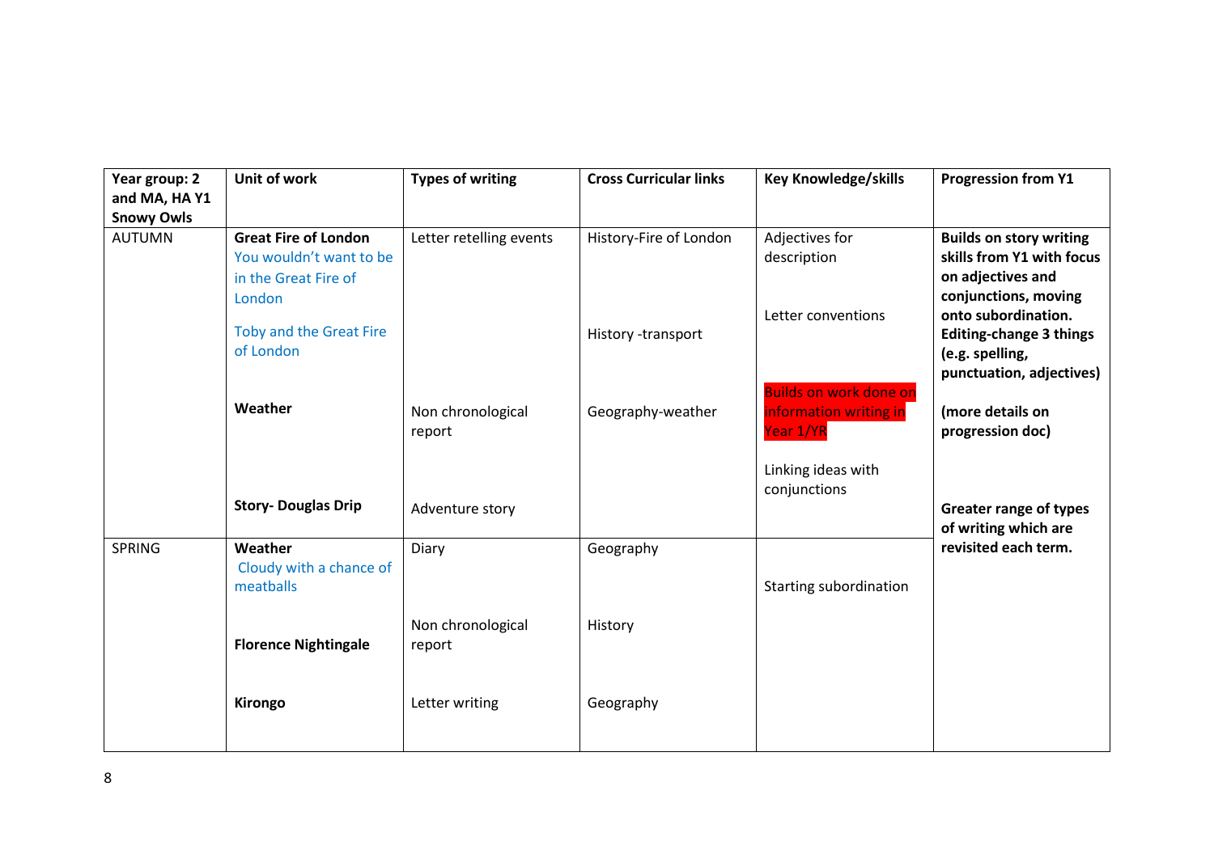| Year group: 2 and MA, HA Y1 Snowy Owls | Unit of work | Types of writing | Cross Curricular links | Key Knowledge/skills | Progression from Y1 |
| --- | --- | --- | --- | --- | --- |
| AUTUMN | **Great Fire of London**<br>You wouldn't want to be in the Great Fire of London<br>Toby and the Great Fire of London | Letter retelling events | History-Fire of London<br><br>History -transport | Adjectives for description<br><br>Letter conventions | **Builds on story writing skills from Y1 with focus on adjectives and conjunctions, moving onto subordination. Editing-change 3 things (e.g. spelling, punctuation, adjectives)**<br><br>**(more details on progression doc)**<br><br>**Greater range of types of writing which are revisited each term.** |
| | **Weather** | Non chronological report | Geography-weather | Builds on work done on information writing in Year 1/YR<br><br>Linking ideas with conjunctions | |
| | **Story- Douglas Drip** | Adventure story | | | |
| SPRING | **Weather**<br>Cloudy with a chance of meatballs | Diary | Geography | Starting subordination | |
| | **Florence Nightingale** | Non chronological report | History | | |
| | **Kirongo** | Letter writing | Geography | | |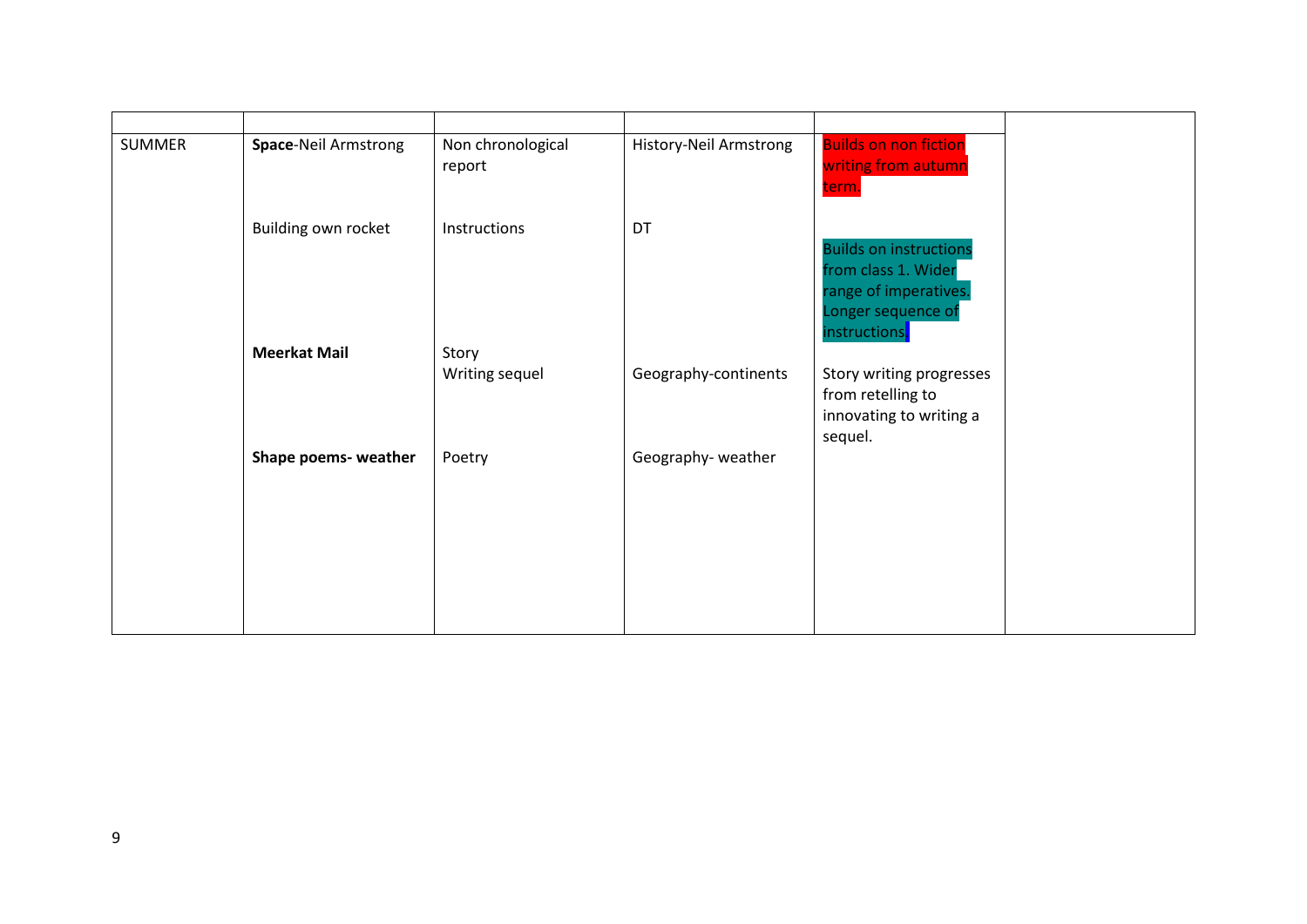| | | | | | |
|---|---|---|---|---|---|
| SUMMER | **Space**-Neil Armstrong | Non chronological report | History-Neil Armstrong | Builds on non fiction writing from autumn term. | |
| | Building own rocket | Instructions | DT | Builds on instructions from class 1. Wider range of imperatives. Longer sequence of instructions. | |
| | **Meerkat Mail** | Story<br>Writing sequel | Geography-continents | Story writing progresses from retelling to innovating to writing a sequel. | |
| | **Shape poems- weather** | Poetry | Geography- weather | | |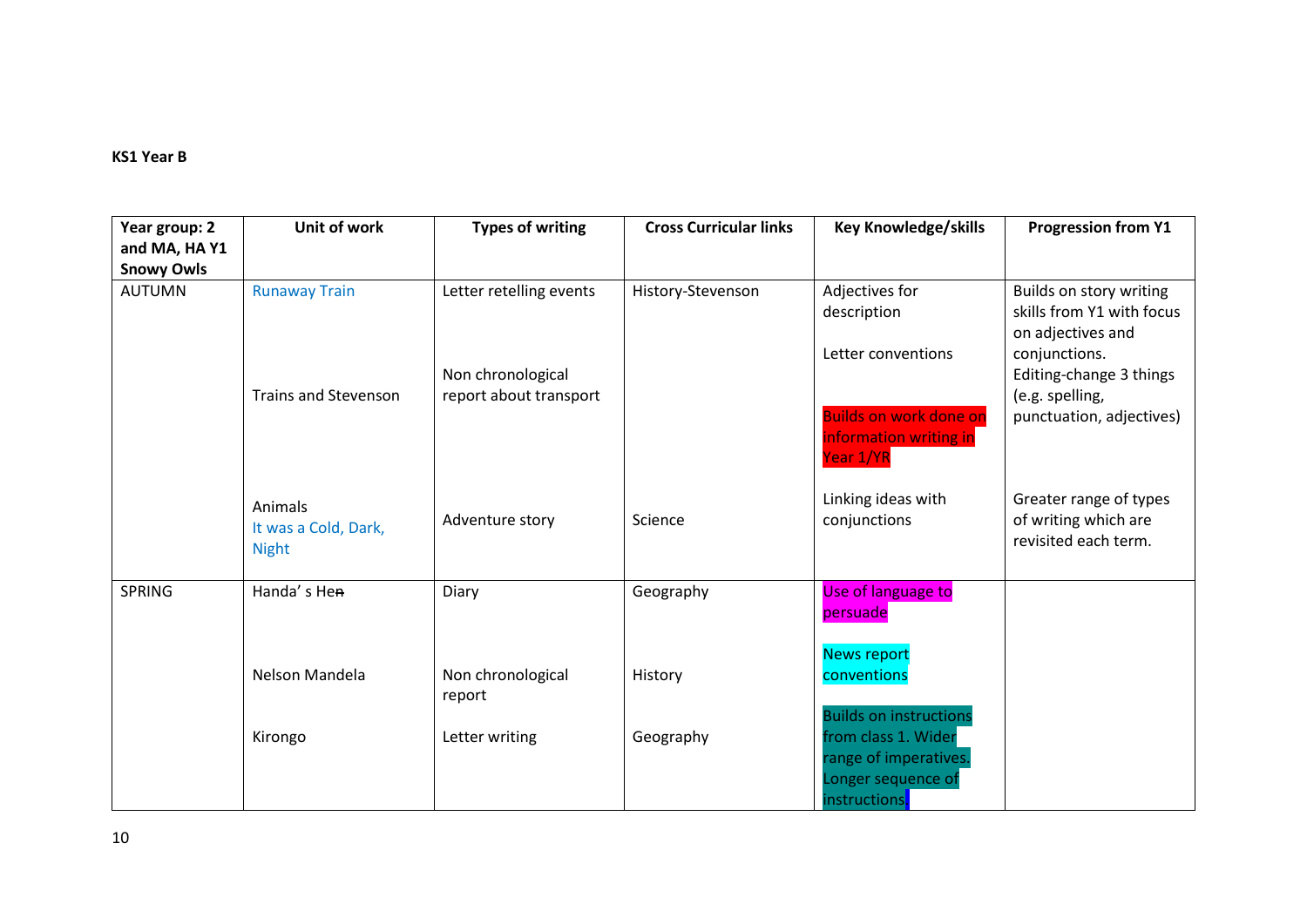**KS1 Year B**

| Year group: 2 and MA, HA Y1 Snowy Owls | Unit of work | Types of writing | Cross Curricular links | Key Knowledge/skills | Progression from Y1 |
|---|---|---|---|---|---|
| AUTUMN | Runaway Train | Letter retelling events | History-Stevenson | Adjectives for description<br><br>Letter conventions | Builds on story writing skills from Y1 with focus on adjectives and conjunctions.<br>Editing-change 3 things (e.g. spelling, punctuation, adjectives) |
| | Trains and Stevenson | Non chronological report about transport | | Builds on work done on information writing in Year 1/YR | |
| | Animals<br>It was a Cold, Dark, Night | Adventure story | Science | Linking ideas with conjunctions | Greater range of types of writing which are revisited each term. |
| SPRING | Handa' s Hen | Diary | Geography | Use of language to persuade | |
| | Nelson Mandela | Non chronological report | History | News report conventions | |
| | Kirongo | Letter writing | Geography | Builds on instructions from class 1. Wider range of imperatives. Longer sequence of instructions | |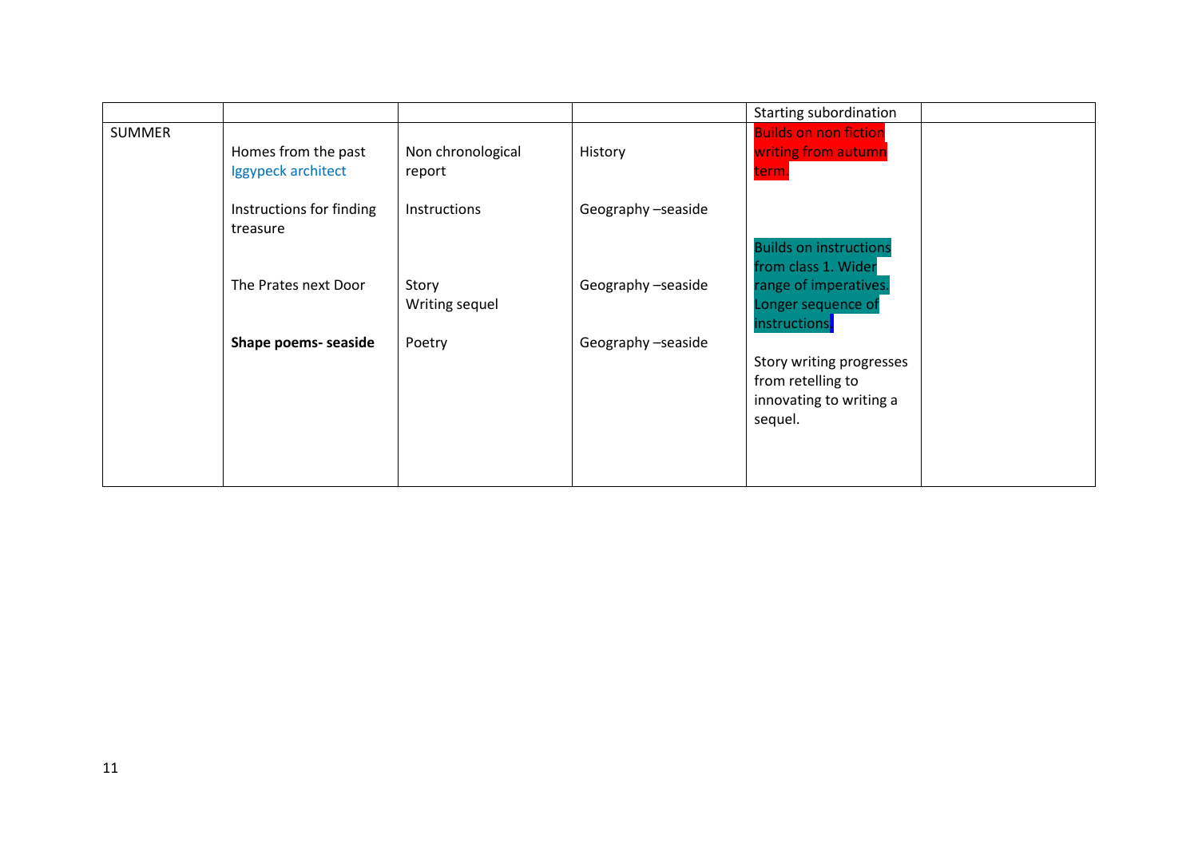| | | | | Starting subordination | |
|---|---|---|---|---|---|
| SUMMER | Homes from the past<br>Iggypeck architect<br><br>Instructions for finding treasure<br><br>The Prates next Door<br><br>**Shape poems- seaside** | Non chronological report<br><br>Instructions<br><br>Story<br>Writing sequel<br><br>Poetry | History<br><br>Geography –seaside<br><br>Geography –seaside<br><br>Geography –seaside | Builds on non fiction writing from autumn term.<br><br>Builds on instructions from class 1. Wider range of imperatives. Longer sequence of instructions<br><br>Story writing progresses from retelling to innovating to writing a sequel. | |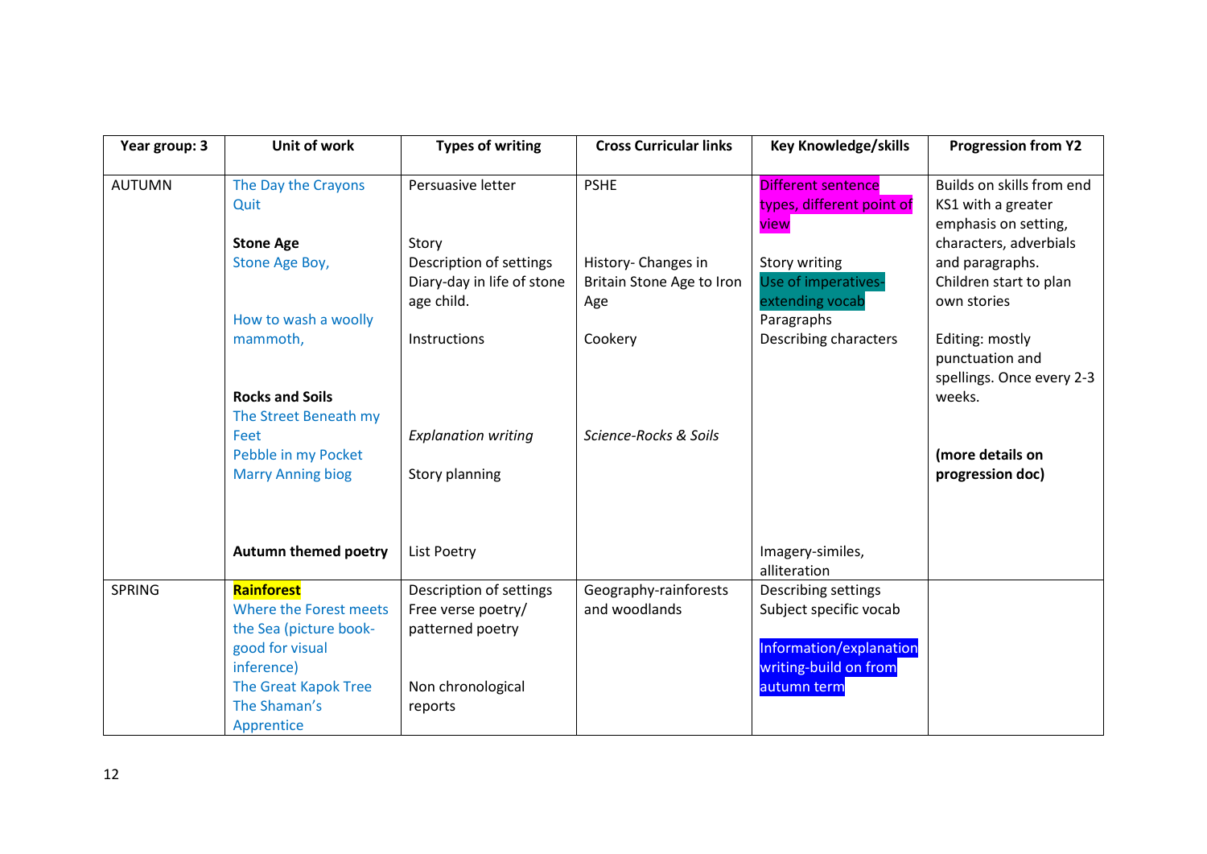| Year group: 3 | Unit of work | Types of writing | Cross Curricular links | Key Knowledge/skills | Progression from Y2 |
|---|---|---|---|---|---|
| AUTUMN | The Day the Crayons Quit<br><br>**Stone Age**<br>Stone Age Boy,<br><br>How to wash a woolly mammoth,<br><br>**Rocks and Soils**<br>The Street Beneath my Feet<br>Pebble in my Pocket<br>Marry Anning biog<br><br>**Autumn themed poetry** | Persuasive letter<br><br>Story<br>Description of settings<br>Diary-day in life of stone age child.<br><br>Instructions<br><br>*Explanation writing*<br><br>Story planning<br><br>List Poetry | PSHE<br><br>History- Changes in Britain Stone Age to Iron Age<br><br>Cookery<br><br>*Science-Rocks & Soils* | Different sentence types, different point of view<br><br>Story writing<br>Use of imperatives-extending vocab<br>Paragraphs<br>Describing characters<br><br>Imagery-similes, alliteration | Builds on skills from end KS1 with a greater emphasis on setting, characters, adverbials and paragraphs. Children start to plan own stories<br><br>Editing: mostly punctuation and spellings. Once every 2-3 weeks.<br><br>**(more details on progression doc)** |
| SPRING | **Rainforest**<br>Where the Forest meets the Sea (picture book-good for visual inference)<br>The Great Kapok Tree<br>The Shaman's Apprentice | Description of settings<br>Free verse poetry/ patterned poetry<br><br>Non chronological reports | Geography-rainforests and woodlands | Describing settings<br>Subject specific vocab<br><br>Information/explanation writing-build on from autumn term | |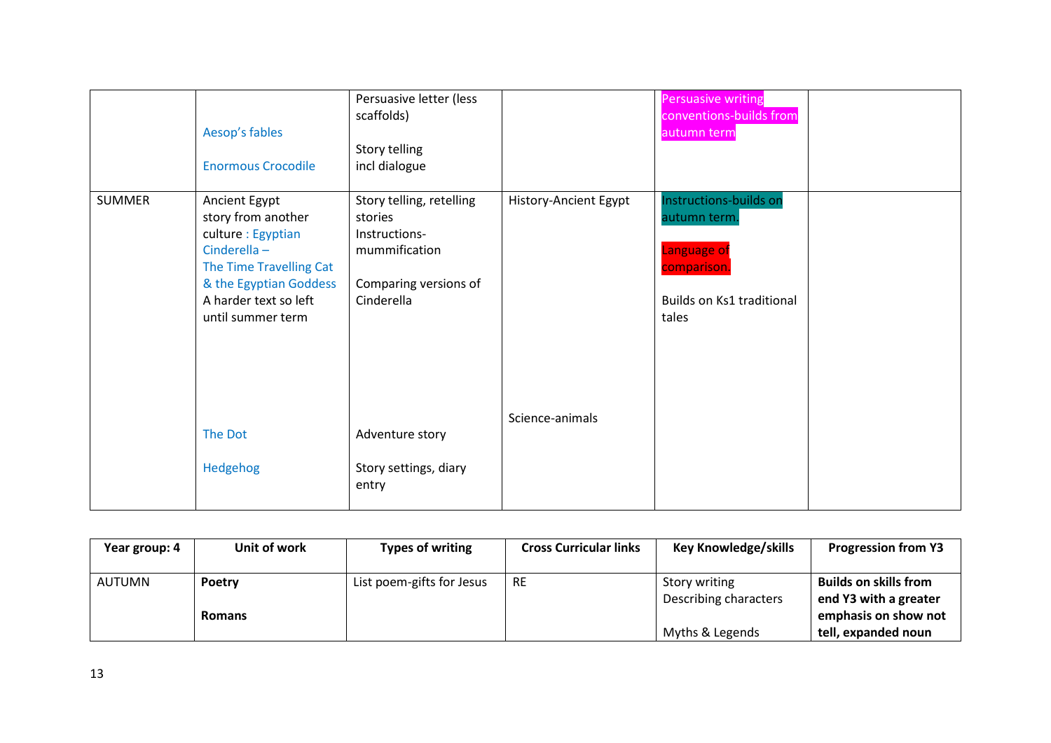| | | | | | |
|---|---|---|---|---|---|
| | Aesop's fables<br><br>Enormous Crocodile | Persuasive letter (less scaffolds)<br><br>Story telling incl dialogue | | Persuasive writing conventions-builds from autumn term | |
| SUMMER | Ancient Egypt story from another culture : Egyptian Cinderella – The Time Travelling Cat & the Egyptian Goddess A harder text so left until summer term<br><br>The Dot<br><br>Hedgehog | Story telling, retelling stories Instructions-mummification<br><br>Comparing versions of Cinderella<br><br>Adventure story<br><br>Story settings, diary entry | History-Ancient Egypt<br><br>Science-animals | Instructions-builds on autumn term.<br><br>Language of comparison.<br><br>Builds on Ks1 traditional tales | |

| Year group: 4 | Unit of work | Types of writing | Cross Curricular links | Key Knowledge/skills | Progression from Y3 |
|---|---|---|---|---|---|
| AUTUMN | **Poetry**<br><br>**Romans** | List poem-gifts for Jesus | RE | Story writing<br>Describing characters<br><br>Myths & Legends | **Builds on skills from end Y3 with a greater emphasis on show not tell, expanded noun** |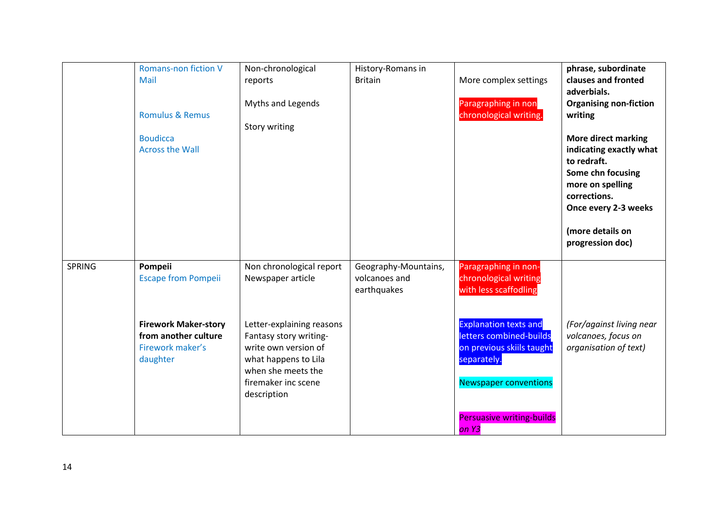| | | | | | |
|---|---|---|---|---|---|
| | Romans-non fiction V Mail<br><br>Romulus & Remus<br><br>Boudicca<br>Across the Wall | Non-chronological reports<br><br>Myths and Legends<br><br>Story writing | History-Romans in Britain | More complex settings<br><br>Paragraphing in non chronological writing. | **phrase, subordinate clauses and fronted adverbials.**<br>**Organising non-fiction writing**<br><br>**More direct marking indicating exactly what to redraft.**<br>**Some chn focusing more on spelling corrections.**<br>**Once every 2-3 weeks**<br><br>**(more details on progression doc)** |
| SPRING | **Pompeii**<br>Escape from Pompeii<br><br>**Firework Maker-story from another culture**<br>Firework maker's daughter | Non chronological report<br>Newspaper article<br><br>Letter-explaining reasons<br>Fantasy story writing-write own version of what happens to Lila when she meets the firemaker inc scene description | Geography-Mountains, volcanoes and earthquakes | Paragraphing in non-chronological writing with less scaffodling<br><br>Explanation texts and letters combined-builds on previous skiils taught separately.<br><br>Newspaper conventions<br><br>Persuasive writing-builds *on Y3* | *(For/against living near volcanoes, focus on organisation of text)* |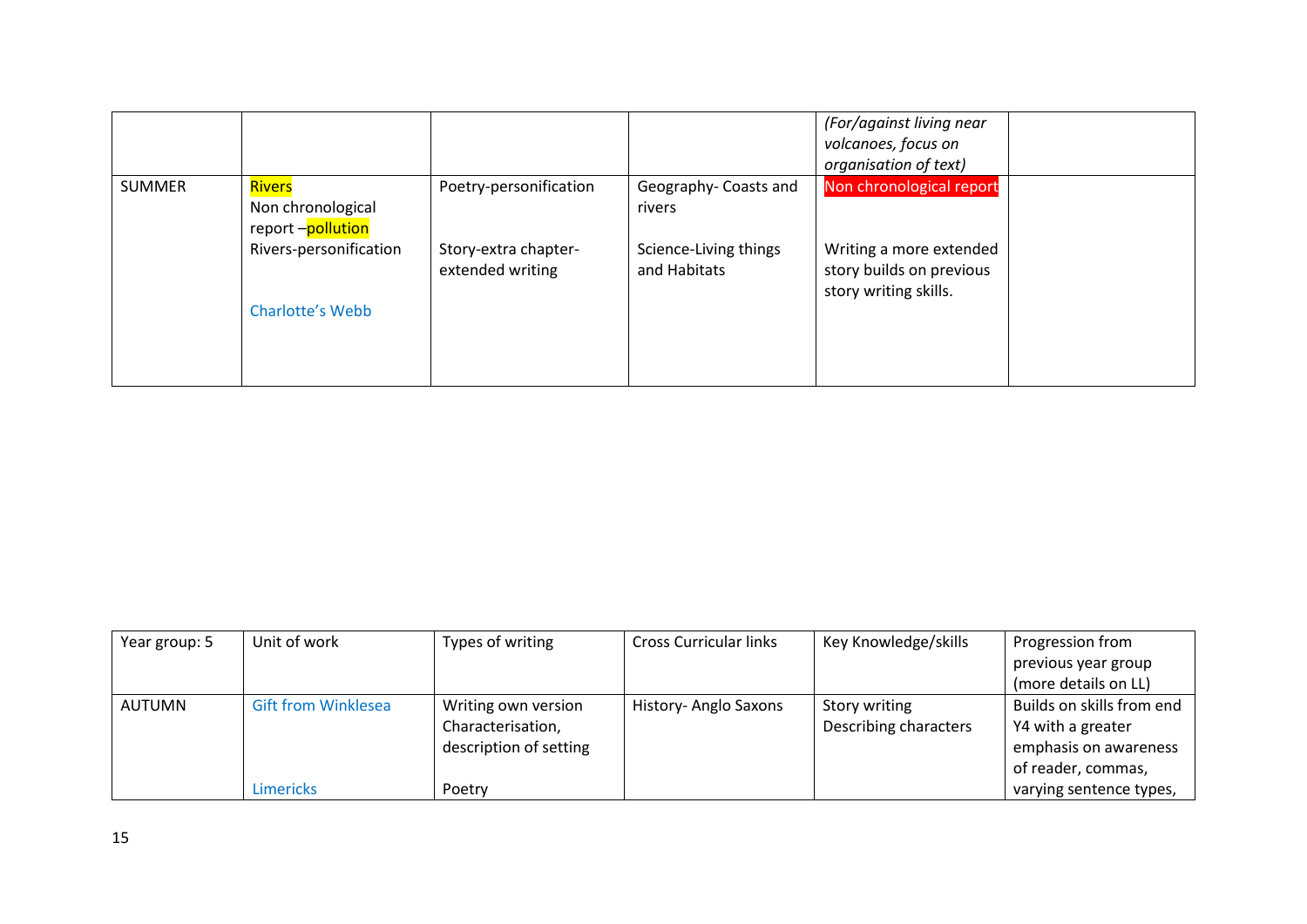| | | | | | |
|---|---|---|---|---|---|
| | | | | *(For/against living near volcanoes, focus on organisation of text)* | |
| SUMMER | Rivers<br>Non chronological report –pollution<br>Rivers-personification<br><br>Charlotte's Webb | Poetry-personification<br><br>Story-extra chapter-extended writing | Geography- Coasts and rivers<br><br>Science-Living things and Habitats | Non chronological report<br><br>Writing a more extended story builds on previous story writing skills. | |

| Year group: 5 | Unit of work | Types of writing | Cross Curricular links | Key Knowledge/skills | Progression from previous year group (more details on LL) |
|---|---|---|---|---|---|
| AUTUMN | Gift from Winklesea<br><br><br>Limericks | Writing own version<br>Characterisation, description of setting<br><br>Poetry | History- Anglo Saxons | Story writing<br>Describing characters | Builds on skills from end Y4 with a greater emphasis on awareness of reader, commas, varying sentence types, |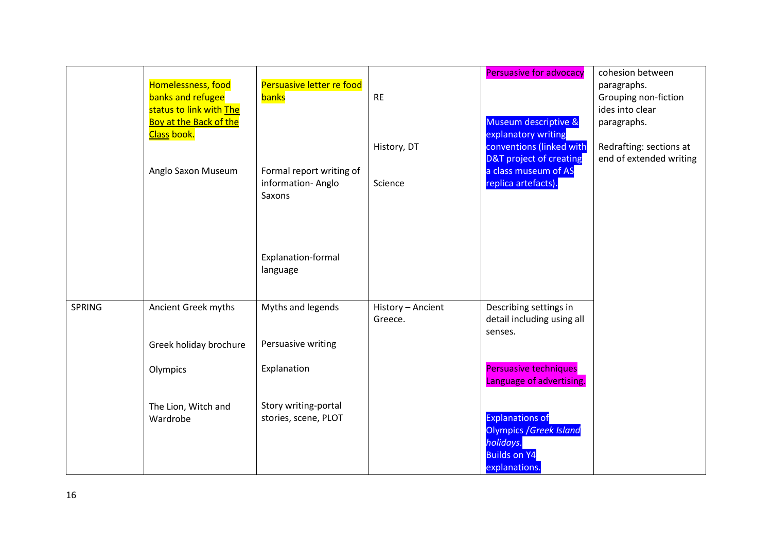| | | | | | |
|---|---|---|---|---|---|
| | Homelessness, food banks and refugee status to link with The Boy at the Back of the Class book.<br><br>Anglo Saxon Museum | Persuasive letter re food banks<br><br>Formal report writing of information- Anglo Saxons<br><br>Explanation-formal language | RE<br><br>History, DT<br><br>Science | Persuasive for advocacy<br><br>Museum descriptive & explanatory writing conventions (linked with D&T project of creating a class museum of AS replica artefacts). | cohesion between paragraphs.<br>Grouping non-fiction ides into clear paragraphs.<br><br>Redrafting: sections at end of extended writing |
| SPRING | Ancient Greek myths<br><br>Greek holiday brochure<br><br>Olympics<br><br>The Lion, Witch and Wardrobe | Myths and legends<br><br>Persuasive writing<br><br>Explanation<br><br>Story writing-portal stories, scene, PLOT | History – Ancient Greece. | Describing settings in detail including using all senses.<br><br>Persuasive techniques Language of advertising.<br><br>Explanations of Olympics /*Greek Island holidays.*<br>Builds on Y4 explanations. | |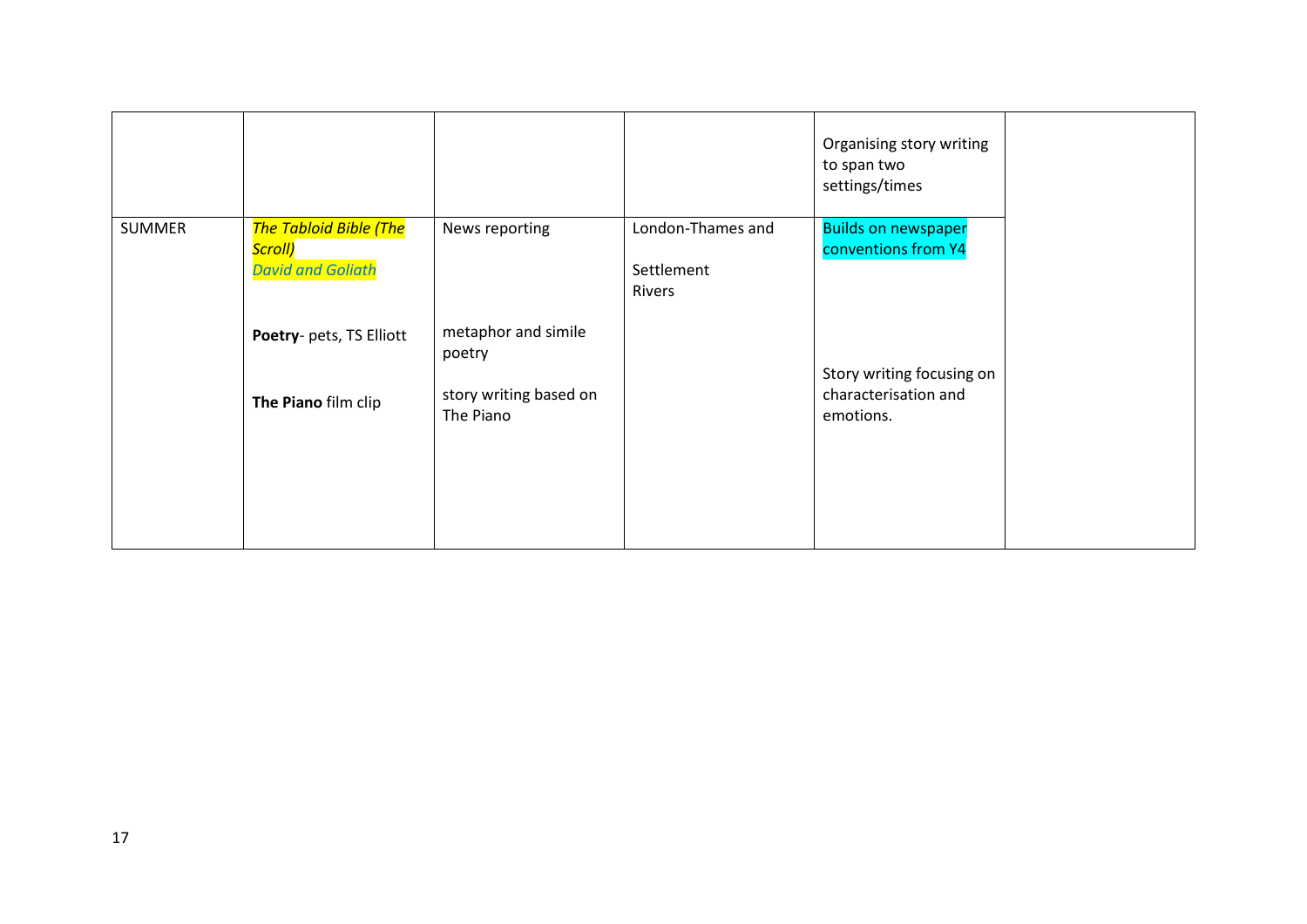| | | | | | |
|---|---|---|---|---|---|
| | | | | Organising story writing to span two settings/times | |
| SUMMER | ***The Tabloid Bible (The Scroll)***<br>*David and Goliath*<br><br>**Poetry**- pets, TS Elliott<br><br>**The Piano** film clip | News reporting<br><br>metaphor and simile poetry<br><br>story writing based on The Piano | London-Thames and<br><br>Settlement<br>Rivers | Builds on newspaper conventions from Y4<br><br>Story writing focusing on characterisation and emotions. | |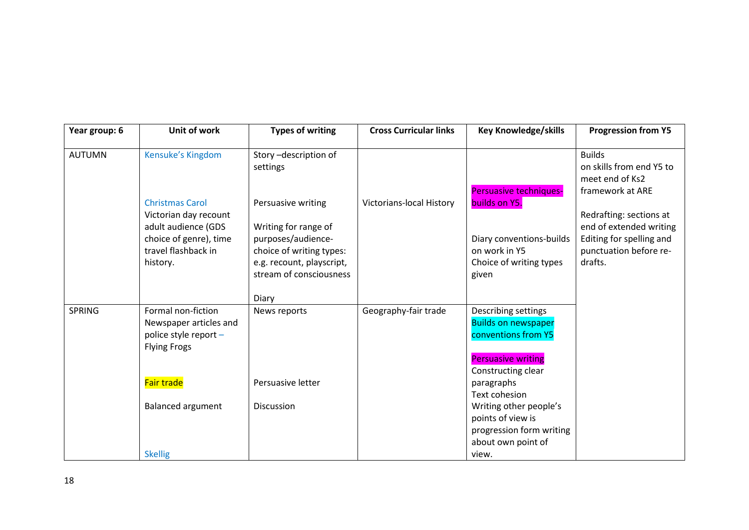| Year group: 6 | Unit of work | Types of writing | Cross Curricular links | Key Knowledge/skills | Progression from Y5 |
|---|---|---|---|---|---|
| AUTUMN | Kensuke's Kingdom<br><br>Christmas Carol<br>Victorian day recount adult audience (GDS choice of genre), time travel flashback in history. | Story –description of settings<br><br>Persuasive writing<br><br>Writing for range of purposes/audience- choice of writing types: e.g. recount, playscript, stream of consciousness<br><br>Diary | Victorians-local History | Persuasive techniques- builds on Y5.<br><br>Diary conventions-builds on work in Y5<br>Choice of writing types given | Builds on skills from end Y5 to meet end of Ks2 framework at ARE<br><br>Redrafting: sections at end of extended writing<br>Editing for spelling and punctuation before re-drafts. |
| SPRING | Formal non-fiction<br>Newspaper articles and police style report – Flying Frogs<br><br>Fair trade<br><br>Balanced argument<br><br>Skellig | News reports<br><br>Persuasive letter<br><br>Discussion | Geography-fair trade | Describing settings<br>Builds on newspaper conventions from Y5<br><br>Persuasive writing<br>Constructing clear paragraphs<br>Text cohesion<br>Writing other people's points of view is progression form writing about own point of view. | |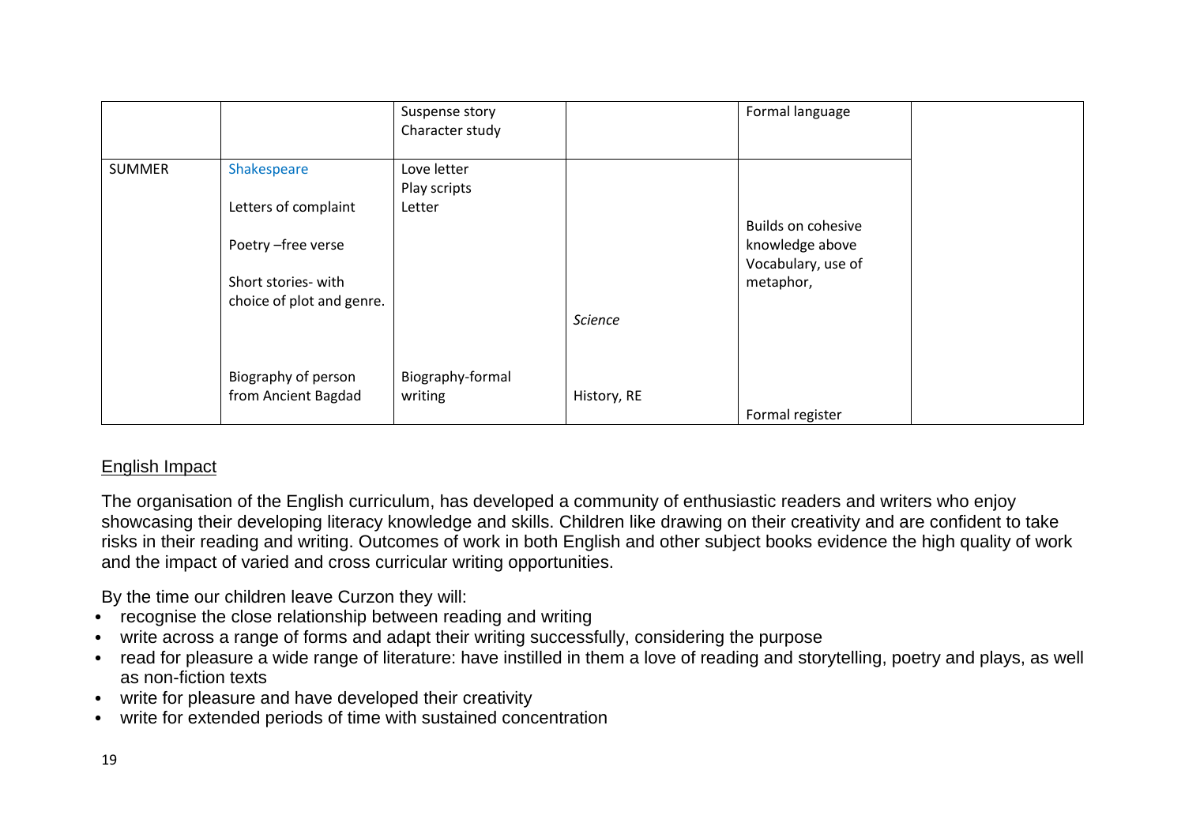| | | | | | |
|---|---|---|---|---|---|
| | | Suspense story<br>Character study | | Formal language | |
| SUMMER | Shakespeare<br><br>Letters of complaint<br><br>Poetry –free verse<br><br>Short stories- with choice of plot and genre. | Love letter<br>Play scripts<br>Letter | *Science* | Builds on cohesive knowledge above<br>Vocabulary, use of metaphor, | |
| | Biography of person from Ancient Bagdad | Biography-formal writing | History, RE | Formal register | |

## English Impact

The organisation of the English curriculum, has developed a community of enthusiastic readers and writers who enjoy showcasing their developing literacy knowledge and skills. Children like drawing on their creativity and are confident to take risks in their reading and writing. Outcomes of work in both English and other subject books evidence the high quality of work and the impact of varied and cross curricular writing opportunities.

By the time our children leave Curzon they will:

- recognise the close relationship between reading and writing
- write across a range of forms and adapt their writing successfully, considering the purpose
- read for pleasure a wide range of literature: have instilled in them a love of reading and storytelling, poetry and plays, as well as non-fiction texts
- write for pleasure and have developed their creativity
- write for extended periods of time with sustained concentration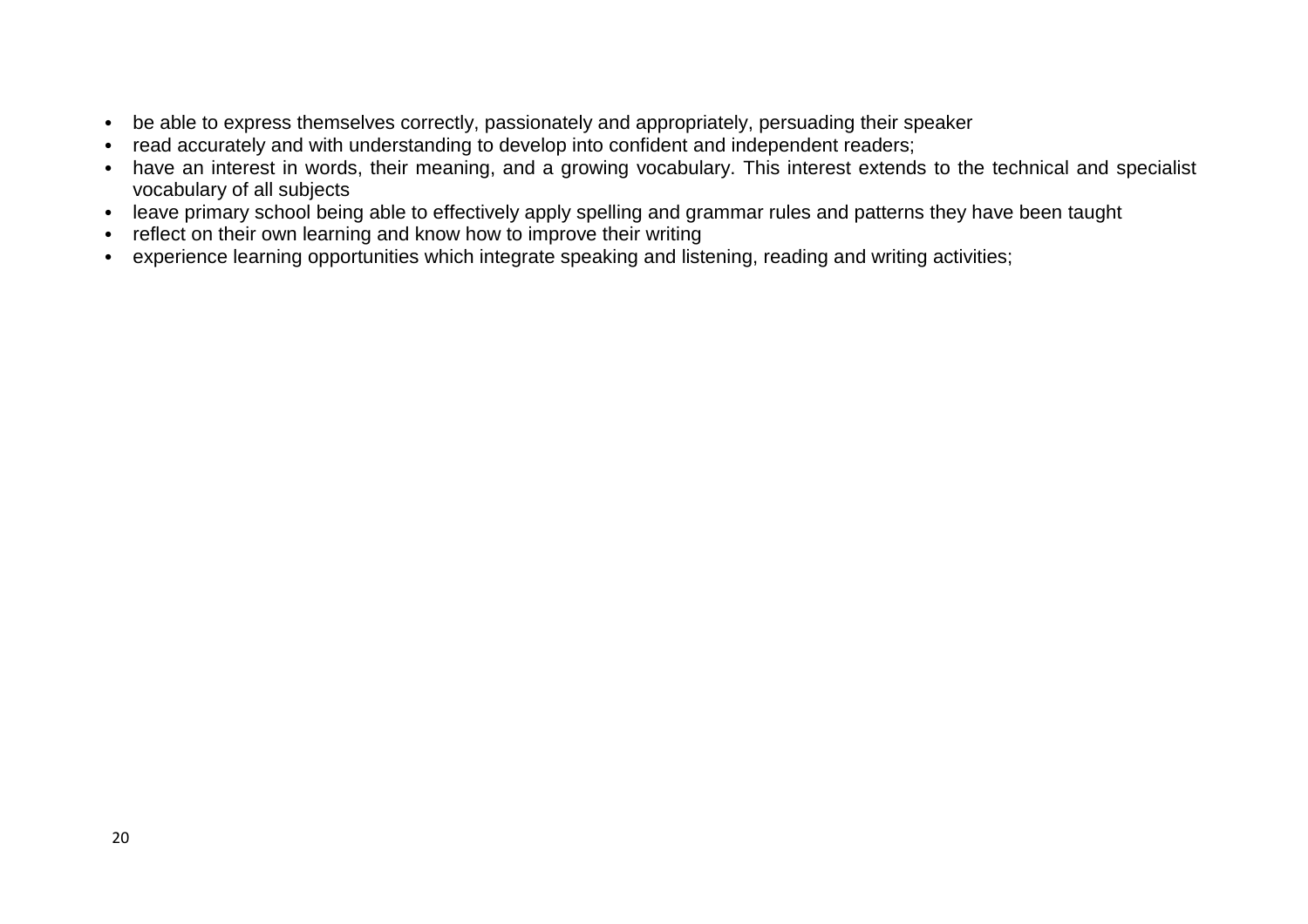- be able to express themselves correctly, passionately and appropriately, persuading their speaker
- read accurately and with understanding to develop into confident and independent readers;
- have an interest in words, their meaning, and a growing vocabulary. This interest extends to the technical and specialist vocabulary of all subjects
- leave primary school being able to effectively apply spelling and grammar rules and patterns they have been taught
- reflect on their own learning and know how to improve their writing
- experience learning opportunities which integrate speaking and listening, reading and writing activities;